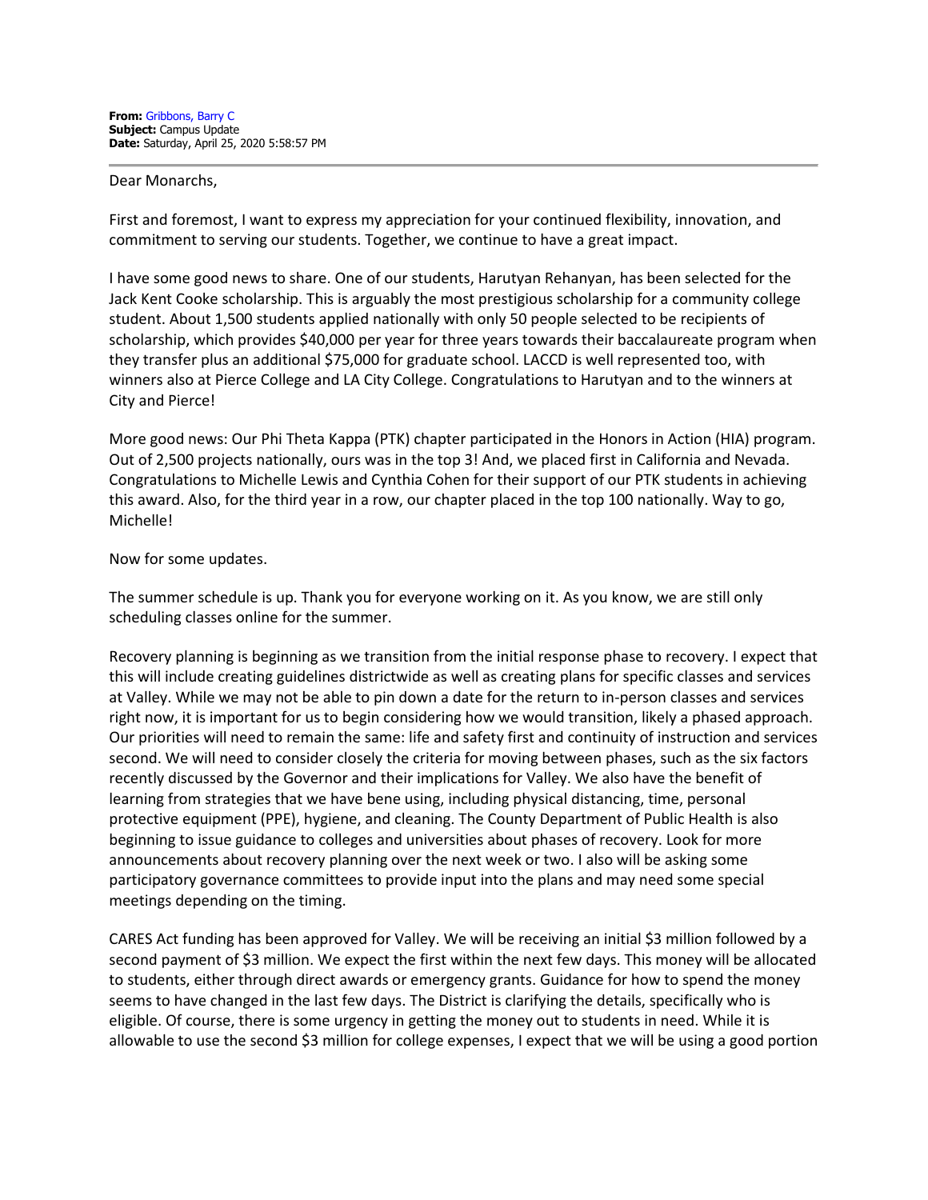**From:** Gribbons, Barry C
**Subject:** Campus Update
**Date:** Saturday, April 25, 2020 5:58:57 PM

---

Dear Monarchs,

First and foremost, I want to express my appreciation for your continued flexibility, innovation, and commitment to serving our students. Together, we continue to have a great impact.

I have some good news to share. One of our students, Harutyan Rehanyan, has been selected for the Jack Kent Cooke scholarship. This is arguably the most prestigious scholarship for a community college student. About 1,500 students applied nationally with only 50 people selected to be recipients of scholarship, which provides $40,000 per year for three years towards their baccalaureate program when they transfer plus an additional $75,000 for graduate school. LACCD is well represented too, with winners also at Pierce College and LA City College. Congratulations to Harutyan and to the winners at City and Pierce!

More good news: Our Phi Theta Kappa (PTK) chapter participated in the Honors in Action (HIA) program. Out of 2,500 projects nationally, ours was in the top 3! And, we placed first in California and Nevada. Congratulations to Michelle Lewis and Cynthia Cohen for their support of our PTK students in achieving this award. Also, for the third year in a row, our chapter placed in the top 100 nationally. Way to go, Michelle!

Now for some updates.

The summer schedule is up. Thank you for everyone working on it. As you know, we are still only scheduling classes online for the summer.

Recovery planning is beginning as we transition from the initial response phase to recovery. I expect that this will include creating guidelines districtwide as well as creating plans for specific classes and services at Valley. While we may not be able to pin down a date for the return to in-person classes and services right now, it is important for us to begin considering how we would transition, likely a phased approach. Our priorities will need to remain the same: life and safety first and continuity of instruction and services second. We will need to consider closely the criteria for moving between phases, such as the six factors recently discussed by the Governor and their implications for Valley. We also have the benefit of learning from strategies that we have bene using, including physical distancing, time, personal protective equipment (PPE), hygiene, and cleaning. The County Department of Public Health is also beginning to issue guidance to colleges and universities about phases of recovery. Look for more announcements about recovery planning over the next week or two. I also will be asking some participatory governance committees to provide input into the plans and may need some special meetings depending on the timing.

CARES Act funding has been approved for Valley. We will be receiving an initial $3 million followed by a second payment of $3 million. We expect the first within the next few days. This money will be allocated to students, either through direct awards or emergency grants. Guidance for how to spend the money seems to have changed in the last few days. The District is clarifying the details, specifically who is eligible. Of course, there is some urgency in getting the money out to students in need. While it is allowable to use the second $3 million for college expenses, I expect that we will be using a good portion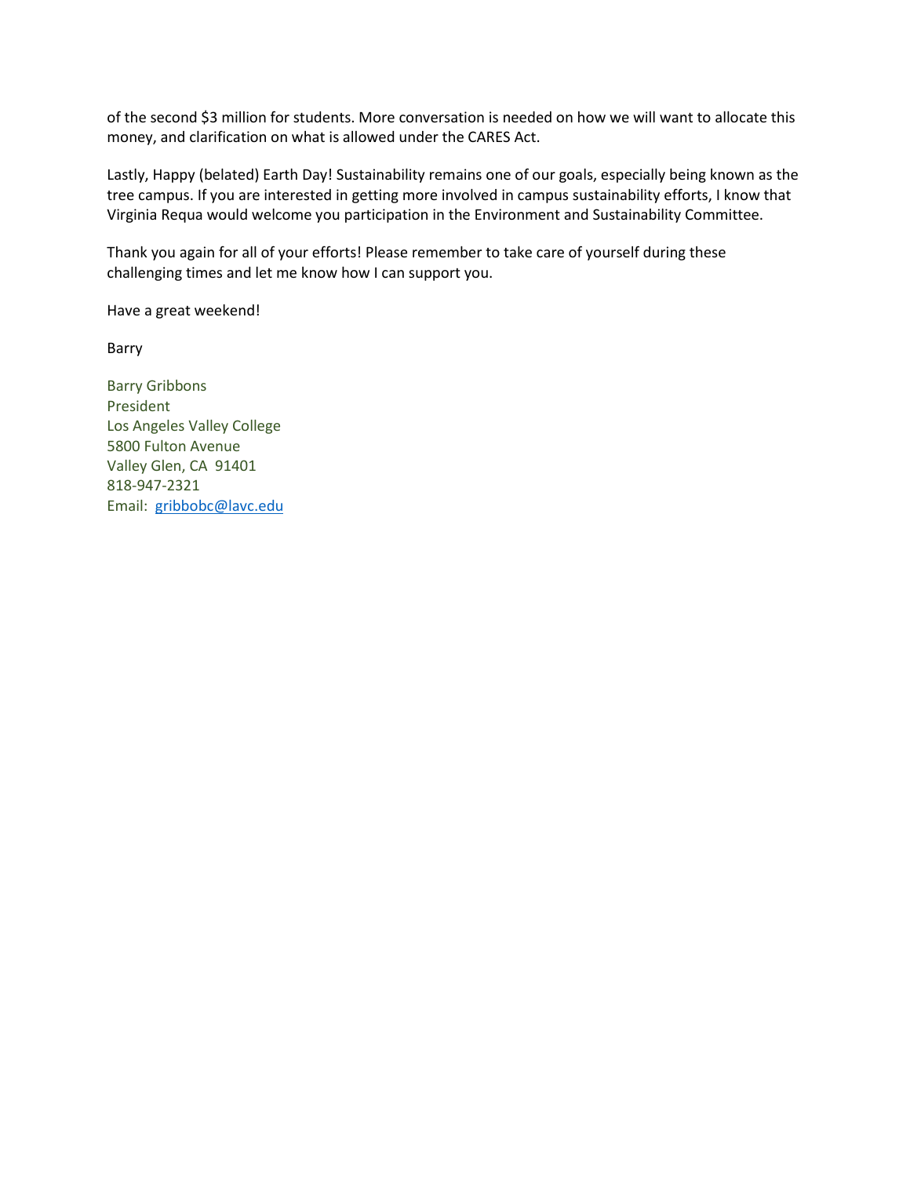of the second $3 million for students. More conversation is needed on how we will want to allocate this money, and clarification on what is allowed under the CARES Act.

Lastly, Happy (belated) Earth Day! Sustainability remains one of our goals, especially being known as the tree campus. If you are interested in getting more involved in campus sustainability efforts, I know that Virginia Requa would welcome you participation in the Environment and Sustainability Committee.

Thank you again for all of your efforts! Please remember to take care of yourself during these challenging times and let me know how I can support you.

Have a great weekend!

Barry

Barry Gribbons
President
Los Angeles Valley College
5800 Fulton Avenue
Valley Glen, CA 91401
818-947-2321
Email: gribbobc@lavc.edu